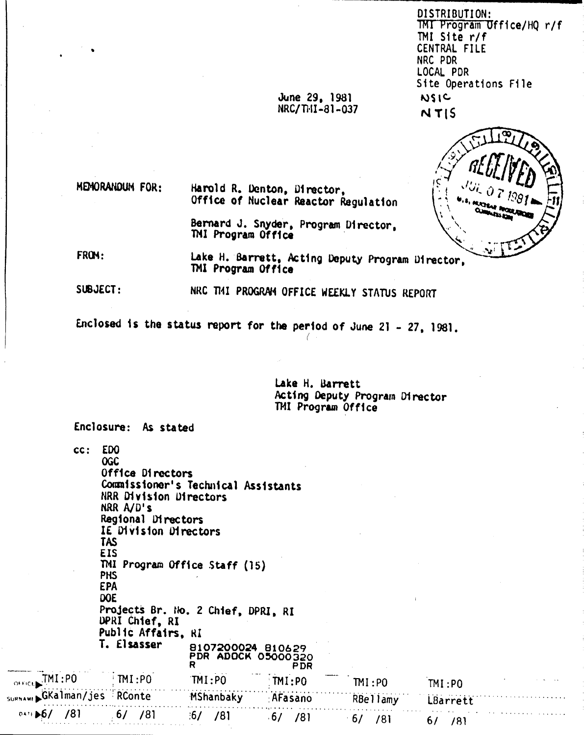DISTRIBUTION:
TMI Program Office/HQ r/f
TMI Site r/f
CENTRAL FILE
NRC PDR
LOCAL PDR
Site Operations File
NSIC
NTIS

June 29, 1981
NRC/TMI-81-037

RECEIVED JUL 07 1981 U.S. NUCLEAR REGULATORY COMMISSION

MEMORANDUM FOR: Harold R. Denton, Director, Office of Nuclear Reactor Regulation

Bernard J. Snyder, Program Director, TMI Program Office

FROM: Lake H. Barrett, Acting Deputy Program Director, TMI Program Office

SUBJECT: NRC TMI PROGRAM OFFICE WEEKLY STATUS REPORT

Enclosed is the status report for the period of June 21 - 27, 1981.

Lake H. Barrett
Acting Deputy Program Director
TMI Program Office

Enclosure: As stated

cc: EDO
OGC
Office Directors
Commissioner's Technical Assistants
NRR Division Directors
NRR A/D's
Regional Directors
IE Division Directors
TAS
EIS
TMI Program Office Staff (15)
PHS
EPA
DOE
Projects Br. No. 2 Chief, DPRI, RI
DPRI Chief, RI
Public Affairs, RI
T. Elsasser

8107200024 810629
PDR ADOCK 05000320
R PDR

| OFFICE | TMI:PO | TMI:PO | TMI:PO | TMI:PO | TMI:PO | TMI:PO |
|---|---|---|---|---|---|---|
| SURNAME | GKalman/jes | RConte | MShanbaky | AFasano | RBellamy | LBarrett |
| DATE | 6/ /81 | 6/ /81 | 6/ /81 | 6/ /81 | 6/ /81 | 6/ /81 |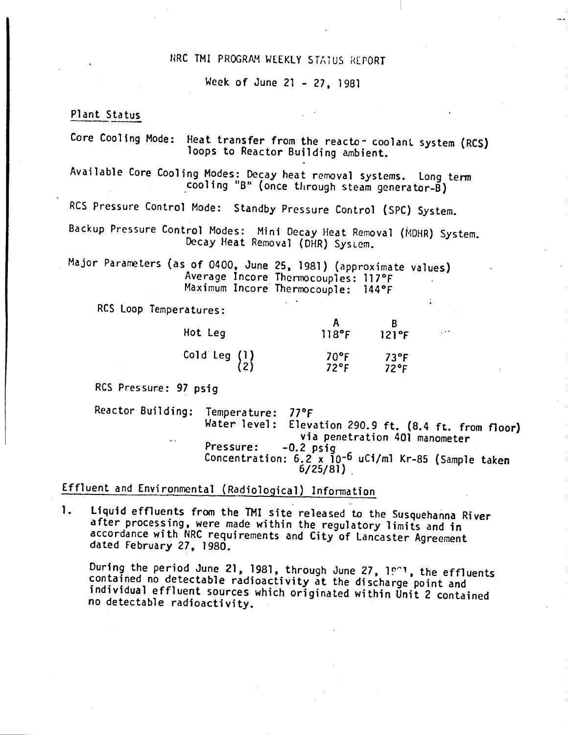# NRC TMI PROGRAM WEEKLY STATUS REPORT

Week of June 21 - 27, 1981

## Plant Status

Core Cooling Mode: Heat transfer from the reactor coolant system (RCS) loops to Reactor Building ambient.

Available Core Cooling Modes: Decay heat removal systems. Long term cooling "B" (once through steam generator-B)

RCS Pressure Control Mode: Standby Pressure Control (SPC) System.

Backup Pressure Control Modes: Mini Decay Heat Removal (MDHR) System. Decay Heat Removal (DHR) System.

Major Parameters (as of 0400, June 25, 1981) (approximate values)
Average Incore Thermocouples: 117°F
Maximum Incore Thermocouple: 144°F

RCS Loop Temperatures:

| | A | B |
|---|---|---|
| Hot Leg | 118°F | 121°F |
| Cold Leg (1) | 70°F | 73°F |
| Cold Leg (2) | 72°F | 72°F |

RCS Pressure: 97 psig

Reactor Building: Temperature: 77°F
Water level: Elevation 290.9 ft. (8.4 ft. from floor) via penetration 401 manometer
Pressure: -0.2 psig
Concentration: $6.2 \times 10^{-6}$ uCi/ml Kr-85 (Sample taken 6/25/81)

## Effluent and Environmental (Radiological) Information

1. Liquid effluents from the TMI site released to the Susquehanna River after processing, were made within the regulatory limits and in accordance with NRC requirements and City of Lancaster Agreement dated February 27, 1980.

   During the period June 21, 1981, through June 27, 1981, the effluents contained no detectable radioactivity at the discharge point and individual effluent sources which originated within Unit 2 contained no detectable radioactivity.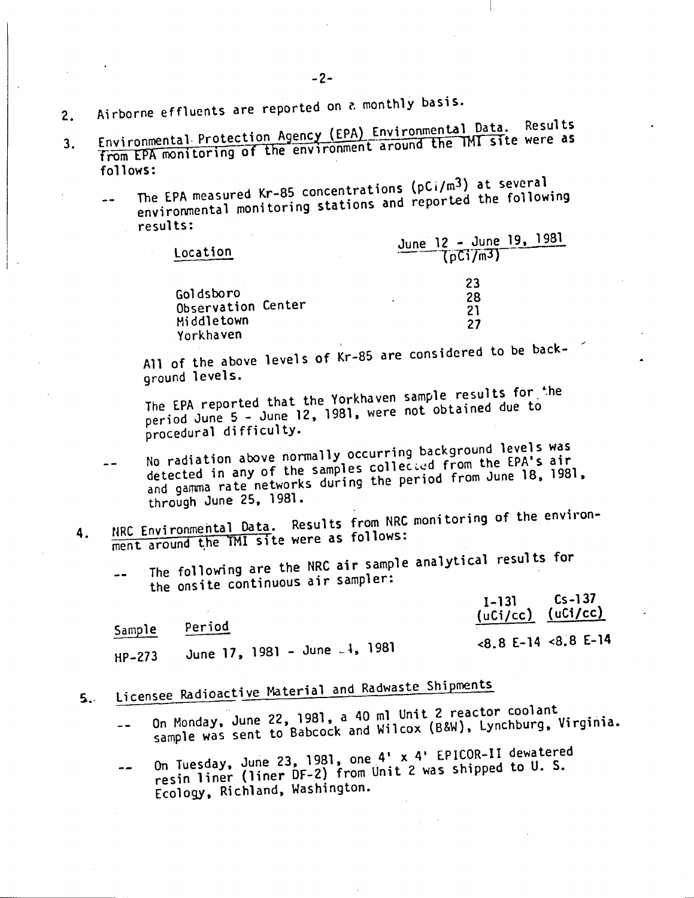2. Airborne effluents are reported on a monthly basis.

3. Environmental Protection Agency (EPA) Environmental Data. Results from EPA monitoring of the environment around the TMI site were as follows:

   -- The EPA measured Kr-85 concentrations (pCi/$m^3$) at several environmental monitoring stations and reported the following results:

   | Location | June 12 - June 19, 1981 (pCi/$m^3$) |
   |---|---|
   | Goldsboro | 23 |
   | Observation Center | 28 |
   | Middletown | 21 |
   | Yorkhaven | 27 |

   All of the above levels of Kr-85 are considered to be background levels.

   The EPA reported that the Yorkhaven sample results for the period June 5 - June 12, 1981, were not obtained due to procedural difficulty.

   -- No radiation above normally occurring background levels was detected in any of the samples collected from the EPA's air and gamma rate networks during the period from June 18, 1981, through June 25, 1981.

4. NRC Environmental Data. Results from NRC monitoring of the environment around the TMI site were as follows:

   -- The following are the NRC air sample analytical results for the onsite continuous air sampler:

   | Sample | Period | I-131 (uCi/cc) | Cs-137 (uCi/cc) |
   |---|---|---|---|
   | HP-273 | June 17, 1981 - June 24, 1981 | <8.8 E-14 | <8.8 E-14 |

5. Licensee Radioactive Material and Radwaste Shipments

   -- On Monday, June 22, 1981, a 40 ml Unit 2 reactor coolant sample was sent to Babcock and Wilcox (B&W), Lynchburg, Virginia.

   -- On Tuesday, June 23, 1981, one 4' x 4' EPICOR-II dewatered resin liner (liner DF-2) from Unit 2 was shipped to U. S. Ecology, Richland, Washington.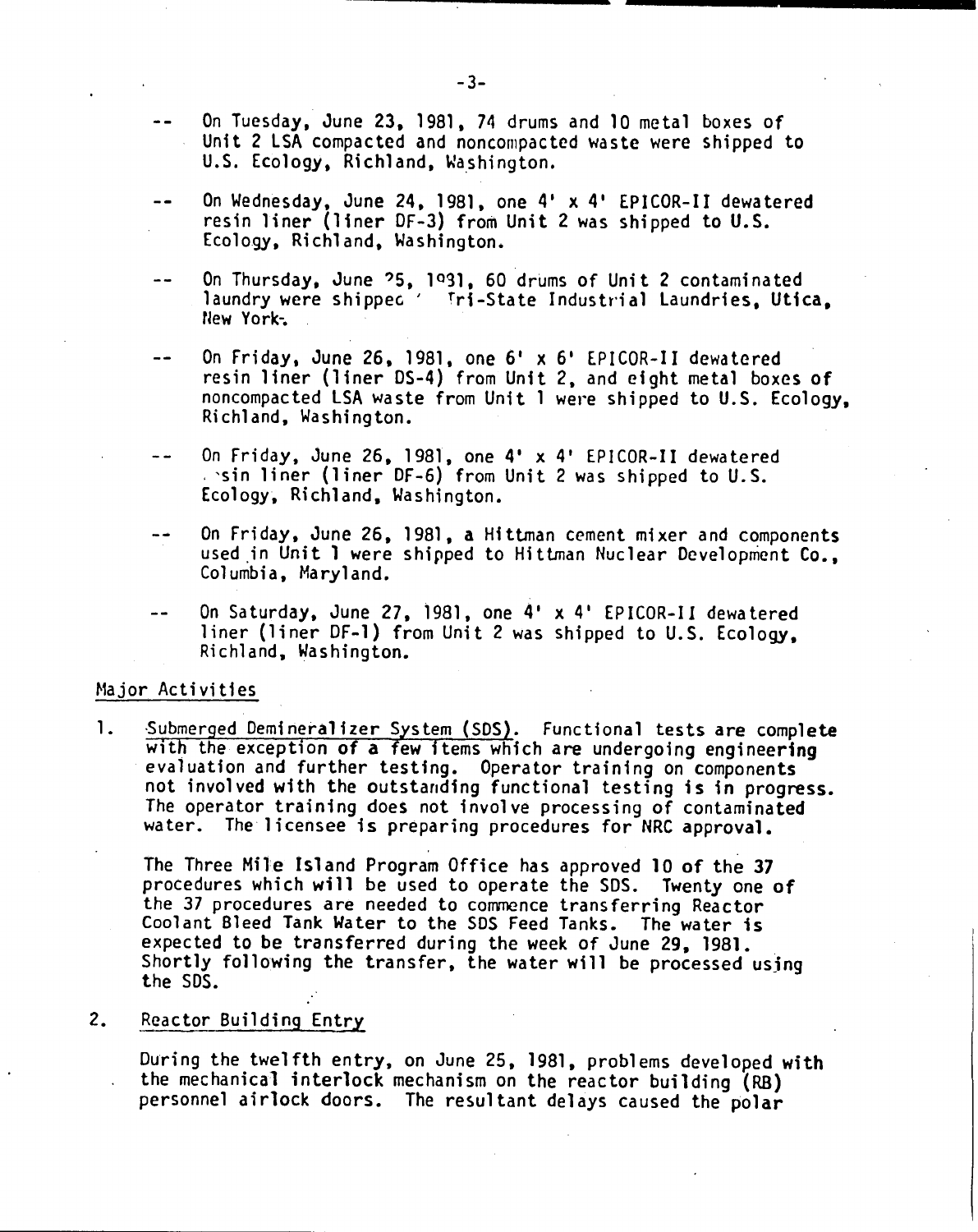- On Tuesday, June 23, 1981, 74 drums and 10 metal boxes of Unit 2 LSA compacted and noncompacted waste were shipped to U.S. Ecology, Richland, Washington.

- On Wednesday, June 24, 1981, one 4' x 4' EPICOR-II dewatered resin liner (liner DF-3) from Unit 2 was shipped to U.S. Ecology, Richland, Washington.

- On Thursday, June 25, 1981, 60 drums of Unit 2 contaminated laundry were shipped to Tri-State Industrial Laundries, Utica, New York.

- On Friday, June 26, 1981, one 6' x 6' EPICOR-II dewatered resin liner (liner DS-4) from Unit 2, and eight metal boxes of noncompacted LSA waste from Unit 1 were shipped to U.S. Ecology, Richland, Washington.

- On Friday, June 26, 1981, one 4' x 4' EPICOR-II dewatered resin liner (liner DF-6) from Unit 2 was shipped to U.S. Ecology, Richland, Washington.

- On Friday, June 26, 1981, a Hittman cement mixer and components used in Unit 1 were shipped to Hittman Nuclear Development Co., Columbia, Maryland.

- On Saturday, June 27, 1981, one 4' x 4' EPICOR-II dewatered liner (liner DF-1) from Unit 2 was shipped to U.S. Ecology, Richland, Washington.

## Major Activities

1. Submerged Demineralizer System (SDS). Functional tests are complete with the exception of a few items which are undergoing engineering evaluation and further testing. Operator training on components not involved with the outstanding functional testing is in progress. The operator training does not involve processing of contaminated water. The licensee is preparing procedures for NRC approval.

   The Three Mile Island Program Office has approved 10 of the 37 procedures which will be used to operate the SDS. Twenty one of the 37 procedures are needed to commence transferring Reactor Coolant Bleed Tank Water to the SDS Feed Tanks. The water is expected to be transferred during the week of June 29, 1981. Shortly following the transfer, the water will be processed using the SDS.

2. Reactor Building Entry

   During the twelfth entry, on June 25, 1981, problems developed with the mechanical interlock mechanism on the reactor building (RB) personnel airlock doors. The resultant delays caused the polar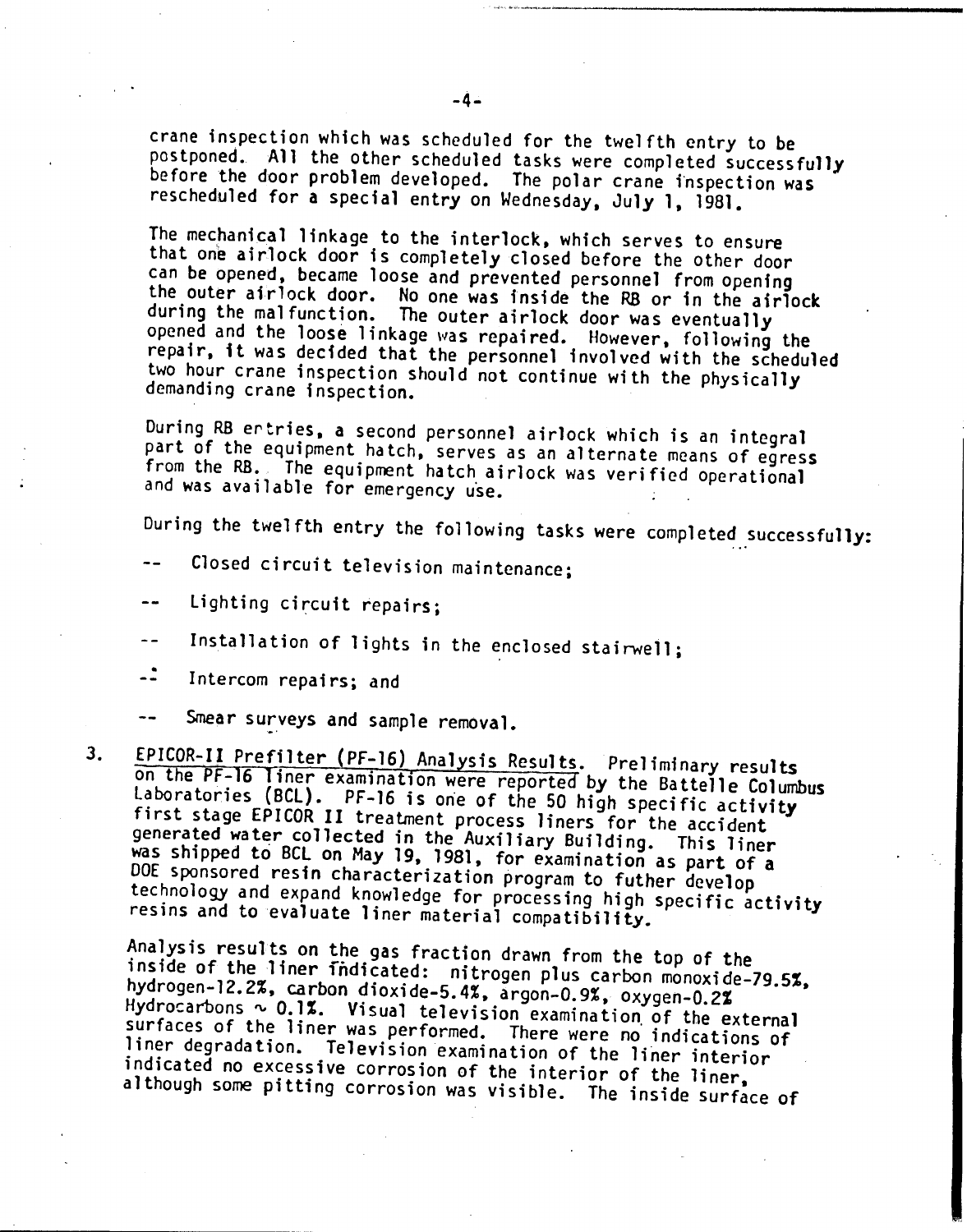crane inspection which was scheduled for the twelfth entry to be postponed. All the other scheduled tasks were completed successfully before the door problem developed. The polar crane inspection was rescheduled for a special entry on Wednesday, July 1, 1981.

The mechanical linkage to the interlock, which serves to ensure that one airlock door is completely closed before the other door can be opened, became loose and prevented personnel from opening the outer airlock door. No one was inside the RB or in the airlock during the malfunction. The outer airlock door was eventually opened and the loose linkage was repaired. However, following the repair, it was decided that the personnel involved with the scheduled two hour crane inspection should not continue with the physically demanding crane inspection.

During RB entries, a second personnel airlock which is an integral part of the equipment hatch, serves as an alternate means of egress from the RB. The equipment hatch airlock was verified operational and was available for emergency use.

During the twelfth entry the following tasks were completed successfully:

-- Closed circuit television maintenance;

-- Lighting circuit repairs;

-- Installation of lights in the enclosed stairwell;

-- Intercom repairs; and

-- Smear surveys and sample removal.

3. EPICOR-II Prefilter (PF-16) Analysis Results. Preliminary results on the PF-16 liner examination were reported by the Battelle Columbus Laboratories (BCL). PF-16 is one of the 50 high specific activity first stage EPICOR II treatment process liners for the accident generated water collected in the Auxiliary Building. This liner was shipped to BCL on May 19, 1981, for examination as part of a DOE sponsored resin characterization program to futher develop technology and expand knowledge for processing high specific activity resins and to evaluate liner material compatibility.

Analysis results on the gas fraction drawn from the top of the inside of the liner indicated: nitrogen plus carbon monoxide-79.5%, hydrogen-12.2%, carbon dioxide-5.4%, argon-0.9%, oxygen-0.2% Hydrocarbons ~ 0.1%. Visual television examination of the external surfaces of the liner was performed. There were no indications of liner degradation. Television examination of the liner interior indicated no excessive corrosion of the interior of the liner, although some pitting corrosion was visible. The inside surface of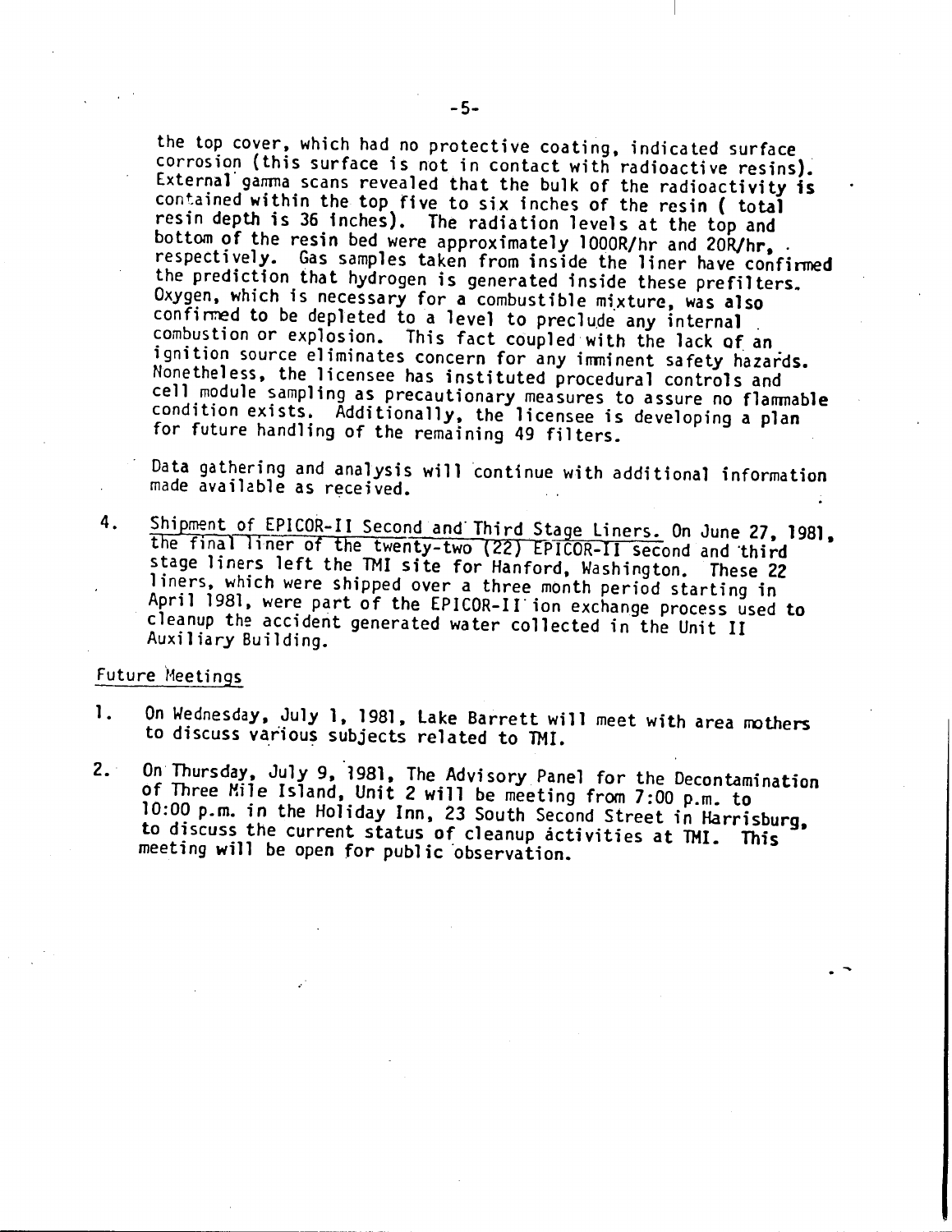the top cover, which had no protective coating, indicated surface corrosion (this surface is not in contact with radioactive resins). External gamma scans revealed that the bulk of the radioactivity is contained within the top five to six inches of the resin ( total resin depth is 36 inches). The radiation levels at the top and bottom of the resin bed were approximately 1000R/hr and 20R/hr, respectively. Gas samples taken from inside the liner have confirmed the prediction that hydrogen is generated inside these prefilters. Oxygen, which is necessary for a combustible mixture, was also confirmed to be depleted to a level to preclude any internal combustion or explosion. This fact coupled with the lack of an ignition source eliminates concern for any imminent safety hazards. Nonetheless, the licensee has instituted procedural controls and cell module sampling as precautionary measures to assure no flammable condition exists. Additionally, the licensee is developing a plan for future handling of the remaining 49 filters.

Data gathering and analysis will continue with additional information made available as received.

4. Shipment of EPICOR-II Second and Third Stage Liners. On June 27, 1981, the final liner of the twenty-two (22) EPICOR-II second and third stage liners left the TMI site for Hanford, Washington. These 22 liners, which were shipped over a three month period starting in April 1981, were part of the EPICOR-II ion exchange process used to cleanup the accident generated water collected in the Unit II Auxiliary Building.

## Future Meetings

1. On Wednesday, July 1, 1981, Lake Barrett will meet with area mothers to discuss various subjects related to TMI.

2. On Thursday, July 9, 1981, The Advisory Panel for the Decontamination of Three Mile Island, Unit 2 will be meeting from 7:00 p.m. to 10:00 p.m. in the Holiday Inn, 23 South Second Street in Harrisburg, to discuss the current status of cleanup activities at TMI. This meeting will be open for public observation.